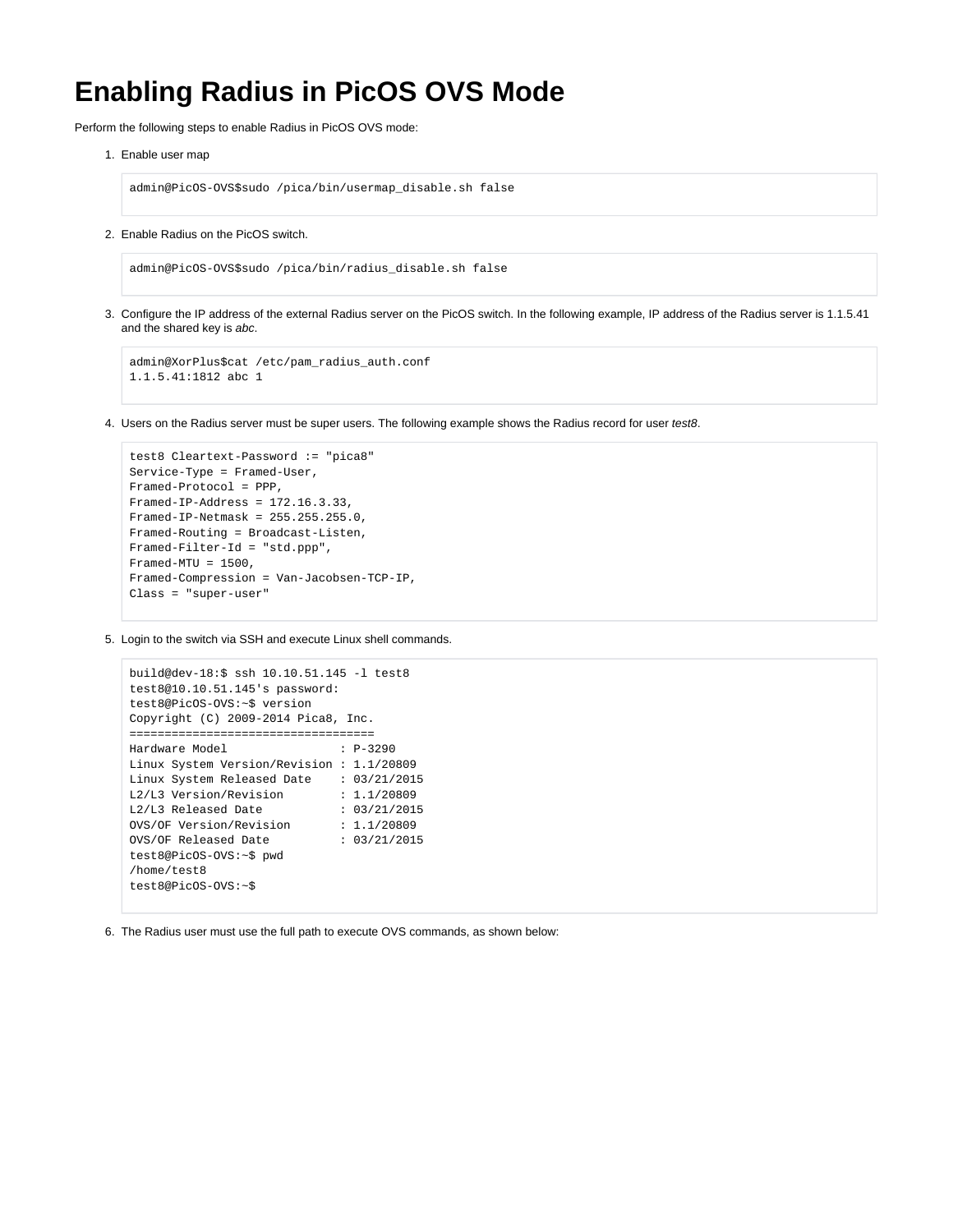# Enabling Radius in PicOS OVS Mode

Perform the following steps to enable Radius in PicOS OVS mode:

1. Enable user map

   ```
   admin@PicOS-OVS$sudo /pica/bin/usermap_disable.sh false
   ```

2. Enable Radius on the PicOS switch.

   ```
   admin@PicOS-OVS$sudo /pica/bin/radius_disable.sh false
   ```

3. Configure the IP address of the external Radius server on the PicOS switch. In the following example, IP address of the Radius server is 1.1.5.41 and the shared key is *abc*.

   ```
   admin@XorPlus$cat /etc/pam_radius_auth.conf
   1.1.5.41:1812 abc 1
   ```

4. Users on the Radius server must be super users. The following example shows the Radius record for user *test8*.

   ```
   test8 Cleartext-Password := "pica8"
   Service-Type = Framed-User,
   Framed-Protocol = PPP,
   Framed-IP-Address = 172.16.3.33,
   Framed-IP-Netmask = 255.255.255.0,
   Framed-Routing = Broadcast-Listen,
   Framed-Filter-Id = "std.ppp",
   Framed-MTU = 1500,
   Framed-Compression = Van-Jacobsen-TCP-IP,
   Class = "super-user"
   ```

5. Login to the switch via SSH and execute Linux shell commands.

   ```
   build@dev-18:$ ssh 10.10.51.145 -l test8
   test8@10.10.51.145's password:
   test8@PicOS-OVS:~$ version
   Copyright (C) 2009-2014 Pica8, Inc.
   ===================================
   Hardware Model                : P-3290
   Linux System Version/Revision : 1.1/20809
   Linux System Released Date    : 03/21/2015
   L2/L3 Version/Revision        : 1.1/20809
   L2/L3 Released Date           : 03/21/2015
   OVS/OF Version/Revision       : 1.1/20809
   OVS/OF Released Date          : 03/21/2015
   test8@PicOS-OVS:~$ pwd
   /home/test8
   test8@PicOS-OVS:~$
   ```

6. The Radius user must use the full path to execute OVS commands, as shown below: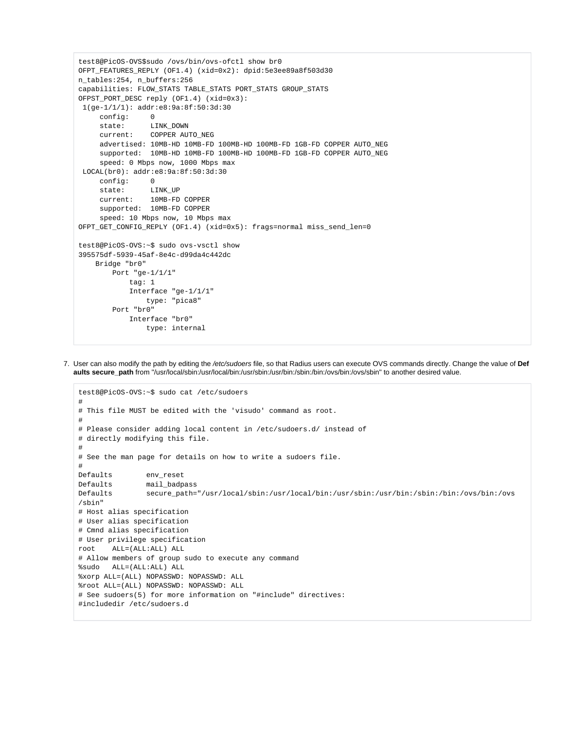```
test8@PicOS-OVS$sudo /ovs/bin/ovs-ofctl show br0
OFPT_FEATURES_REPLY (OF1.4) (xid=0x2): dpid:5e3ee89a8f503d30
n_tables:254, n_buffers:256
capabilities: FLOW_STATS TABLE_STATS PORT_STATS GROUP_STATS
OFPST_PORT_DESC reply (OF1.4) (xid=0x3):
 1(ge-1/1/1): addr:e8:9a:8f:50:3d:30
     config:     0
     state:      LINK_DOWN
     current:    COPPER AUTO_NEG
     advertised: 10MB-HD 10MB-FD 100MB-HD 100MB-FD 1GB-FD COPPER AUTO_NEG
     supported:  10MB-HD 10MB-FD 100MB-HD 100MB-FD 1GB-FD COPPER AUTO_NEG
     speed: 0 Mbps now, 1000 Mbps max
 LOCAL(br0): addr:e8:9a:8f:50:3d:30
     config:     0
     state:      LINK_UP
     current:    10MB-FD COPPER
     supported:  10MB-FD COPPER
     speed: 10 Mbps now, 10 Mbps max
OFPT_GET_CONFIG_REPLY (OF1.4) (xid=0x5): frags=normal miss_send_len=0

test8@PicOS-OVS:~$ sudo ovs-vsctl show
395575df-5939-45af-8e4c-d99da4c442dc
    Bridge "br0"
        Port "ge-1/1/1"
            tag: 1
            Interface "ge-1/1/1"
                type: "pica8"
        Port "br0"
            Interface "br0"
                type: internal
```

7. User can also modify the path by editing the */etc/sudoers* file, so that Radius users can execute OVS commands directly. Change the value of **Defaults secure_path** from "/usr/local/sbin:/usr/local/bin:/usr/sbin:/usr/bin:/sbin:/bin:/ovs/bin:/ovs/sbin" to another desired value.

```
test8@PicOS-OVS:~$ sudo cat /etc/sudoers
#
# This file MUST be edited with the 'visudo' command as root.
#
# Please consider adding local content in /etc/sudoers.d/ instead of
# directly modifying this file.
#
# See the man page for details on how to write a sudoers file.
#
Defaults        env_reset
Defaults        mail_badpass
Defaults        secure_path="/usr/local/sbin:/usr/local/bin:/usr/sbin:/usr/bin:/sbin:/bin:/ovs/bin:/ovs
/sbin"
# Host alias specification
# User alias specification
# Cmnd alias specification
# User privilege specification
root    ALL=(ALL:ALL) ALL
# Allow members of group sudo to execute any command
%sudo   ALL=(ALL:ALL) ALL
%xorp ALL=(ALL) NOPASSWD: NOPASSWD: ALL
%root ALL=(ALL) NOPASSWD: NOPASSWD: ALL
# See sudoers(5) for more information on "#include" directives:
#includedir /etc/sudoers.d
```